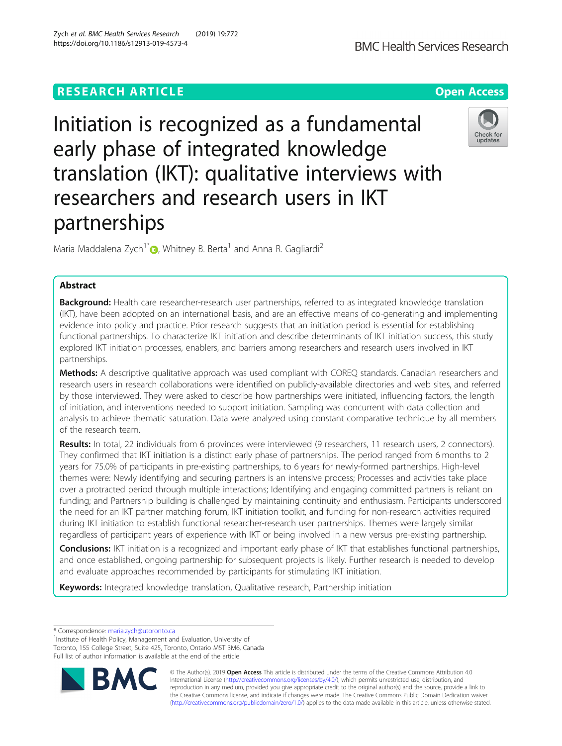RESEARCH ARTICLE

Open Access

# Initiation is recognized as a fundamental early phase of integrated knowledge translation (IKT): qualitative interviews with researchers and research users in IKT partnerships

Maria Maddalena Zych[1*], Whitney B. Berta[1] and Anna R. Gagliardi[2]

## Abstract

**Background:** Health care researcher-research user partnerships, referred to as integrated knowledge translation (IKT), have been adopted on an international basis, and are an effective means of co-generating and implementing evidence into policy and practice. Prior research suggests that an initiation period is essential for establishing functional partnerships. To characterize IKT initiation and describe determinants of IKT initiation success, this study explored IKT initiation processes, enablers, and barriers among researchers and research users involved in IKT partnerships.

**Methods:** A descriptive qualitative approach was used compliant with COREQ standards. Canadian researchers and research users in research collaborations were identified on publicly-available directories and web sites, and referred by those interviewed. They were asked to describe how partnerships were initiated, influencing factors, the length of initiation, and interventions needed to support initiation. Sampling was concurrent with data collection and analysis to achieve thematic saturation. Data were analyzed using constant comparative technique by all members of the research team.

**Results:** In total, 22 individuals from 6 provinces were interviewed (9 researchers, 11 research users, 2 connectors). They confirmed that IKT initiation is a distinct early phase of partnerships. The period ranged from 6 months to 2 years for 75.0% of participants in pre-existing partnerships, to 6 years for newly-formed partnerships. High-level themes were: Newly identifying and securing partners is an intensive process; Processes and activities take place over a protracted period through multiple interactions; Identifying and engaging committed partners is reliant on funding; and Partnership building is challenged by maintaining continuity and enthusiasm. Participants underscored the need for an IKT partner matching forum, IKT initiation toolkit, and funding for non-research activities required during IKT initiation to establish functional researcher-research user partnerships. Themes were largely similar regardless of participant years of experience with IKT or being involved in a new versus pre-existing partnership.

**Conclusions:** IKT initiation is a recognized and important early phase of IKT that establishes functional partnerships, and once established, ongoing partnership for subsequent projects is likely. Further research is needed to develop and evaluate approaches recommended by participants for stimulating IKT initiation.

**Keywords:** Integrated knowledge translation, Qualitative research, Partnership initiation

---

* Correspondence: maria.zych@utoronto.ca
[1]Institute of Health Policy, Management and Evaluation, University of Toronto, 155 College Street, Suite 425, Toronto, Ontario M5T 3M6, Canada
Full list of author information is available at the end of the article

© The Author(s). 2019 **Open Access** This article is distributed under the terms of the Creative Commons Attribution 4.0 International License (http://creativecommons.org/licenses/by/4.0/), which permits unrestricted use, distribution, and reproduction in any medium, provided you give appropriate credit to the original author(s) and the source, provide a link to the Creative Commons license, and indicate if changes were made. The Creative Commons Public Domain Dedication waiver (http://creativecommons.org/publicdomain/zero/1.0/) applies to the data made available in this article, unless otherwise stated.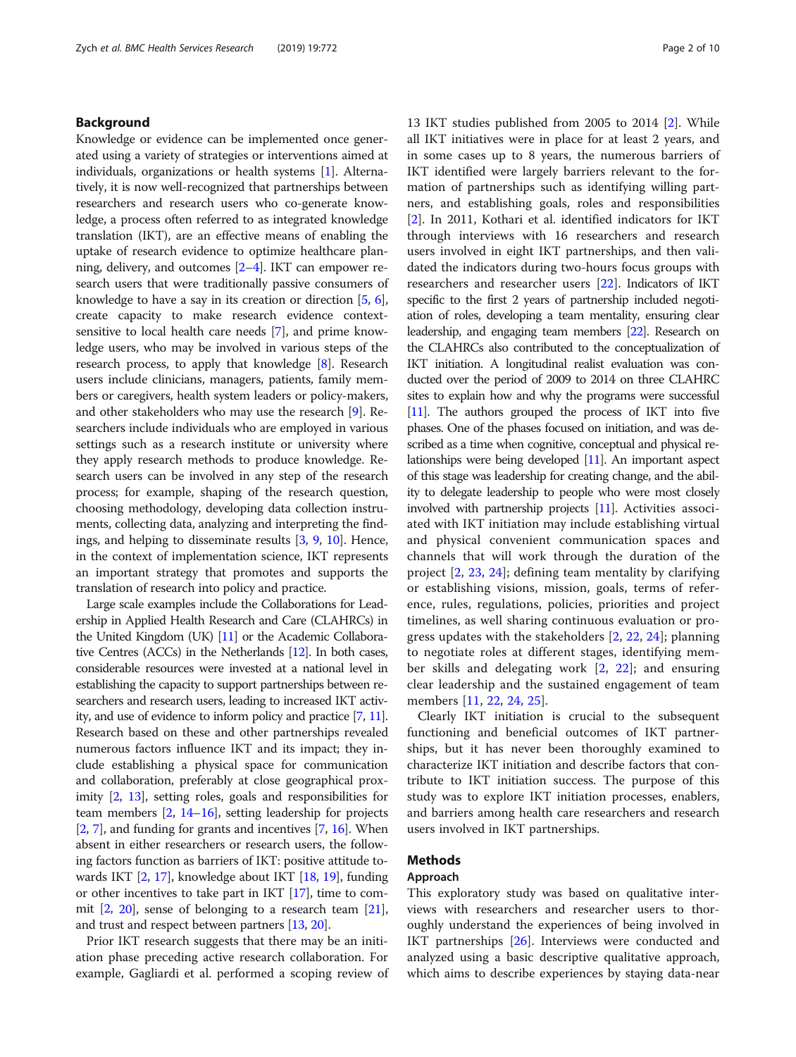## Background

Knowledge or evidence can be implemented once generated using a variety of strategies or interventions aimed at individuals, organizations or health systems [1]. Alternatively, it is now well-recognized that partnerships between researchers and research users who co-generate knowledge, a process often referred to as integrated knowledge translation (IKT), are an effective means of enabling the uptake of research evidence to optimize healthcare planning, delivery, and outcomes [2–4]. IKT can empower research users that were traditionally passive consumers of knowledge to have a say in its creation or direction [5, 6], create capacity to make research evidence context-sensitive to local health care needs [7], and prime knowledge users, who may be involved in various steps of the research process, to apply that knowledge [8]. Research users include clinicians, managers, patients, family members or caregivers, health system leaders or policy-makers, and other stakeholders who may use the research [9]. Researchers include individuals who are employed in various settings such as a research institute or university where they apply research methods to produce knowledge. Research users can be involved in any step of the research process; for example, shaping of the research question, choosing methodology, developing data collection instruments, collecting data, analyzing and interpreting the findings, and helping to disseminate results [3, 9, 10]. Hence, in the context of implementation science, IKT represents an important strategy that promotes and supports the translation of research into policy and practice.

Large scale examples include the Collaborations for Leadership in Applied Health Research and Care (CLAHRCs) in the United Kingdom (UK) [11] or the Academic Collaborative Centres (ACCs) in the Netherlands [12]. In both cases, considerable resources were invested at a national level in establishing the capacity to support partnerships between researchers and research users, leading to increased IKT activity, and use of evidence to inform policy and practice [7, 11]. Research based on these and other partnerships revealed numerous factors influence IKT and its impact; they include establishing a physical space for communication and collaboration, preferably at close geographical proximity [2, 13], setting roles, goals and responsibilities for team members [2, 14–16], setting leadership for projects [2, 7], and funding for grants and incentives [7, 16]. When absent in either researchers or research users, the following factors function as barriers of IKT: positive attitude towards IKT [2, 17], knowledge about IKT [18, 19], funding or other incentives to take part in IKT [17], time to commit [2, 20], sense of belonging to a research team [21], and trust and respect between partners [13, 20].

Prior IKT research suggests that there may be an initiation phase preceding active research collaboration. For example, Gagliardi et al. performed a scoping review of 13 IKT studies published from 2005 to 2014 [2]. While all IKT initiatives were in place for at least 2 years, and in some cases up to 8 years, the numerous barriers of IKT identified were largely barriers relevant to the formation of partnerships such as identifying willing partners, and establishing goals, roles and responsibilities [2]. In 2011, Kothari et al. identified indicators for IKT through interviews with 16 researchers and research users involved in eight IKT partnerships, and then validated the indicators during two-hours focus groups with researchers and researcher users [22]. Indicators of IKT specific to the first 2 years of partnership included negotiation of roles, developing a team mentality, ensuring clear leadership, and engaging team members [22]. Research on the CLAHRCs also contributed to the conceptualization of IKT initiation. A longitudinal realist evaluation was conducted over the period of 2009 to 2014 on three CLAHRC sites to explain how and why the programs were successful [11]. The authors grouped the process of IKT into five phases. One of the phases focused on initiation, and was described as a time when cognitive, conceptual and physical relationships were being developed [11]. An important aspect of this stage was leadership for creating change, and the ability to delegate leadership to people who were most closely involved with partnership projects [11]. Activities associated with IKT initiation may include establishing virtual and physical convenient communication spaces and channels that will work through the duration of the project [2, 23, 24]; defining team mentality by clarifying or establishing visions, mission, goals, terms of reference, rules, regulations, policies, priorities and project timelines, as well sharing continuous evaluation or progress updates with the stakeholders [2, 22, 24]; planning to negotiate roles at different stages, identifying member skills and delegating work [2, 22]; and ensuring clear leadership and the sustained engagement of team members [11, 22, 24, 25].

Clearly IKT initiation is crucial to the subsequent functioning and beneficial outcomes of IKT partnerships, but it has never been thoroughly examined to characterize IKT initiation and describe factors that contribute to IKT initiation success. The purpose of this study was to explore IKT initiation processes, enablers, and barriers among health care researchers and research users involved in IKT partnerships.

## Methods

### Approach

This exploratory study was based on qualitative interviews with researchers and researcher users to thoroughly understand the experiences of being involved in IKT partnerships [26]. Interviews were conducted and analyzed using a basic descriptive qualitative approach, which aims to describe experiences by staying data-near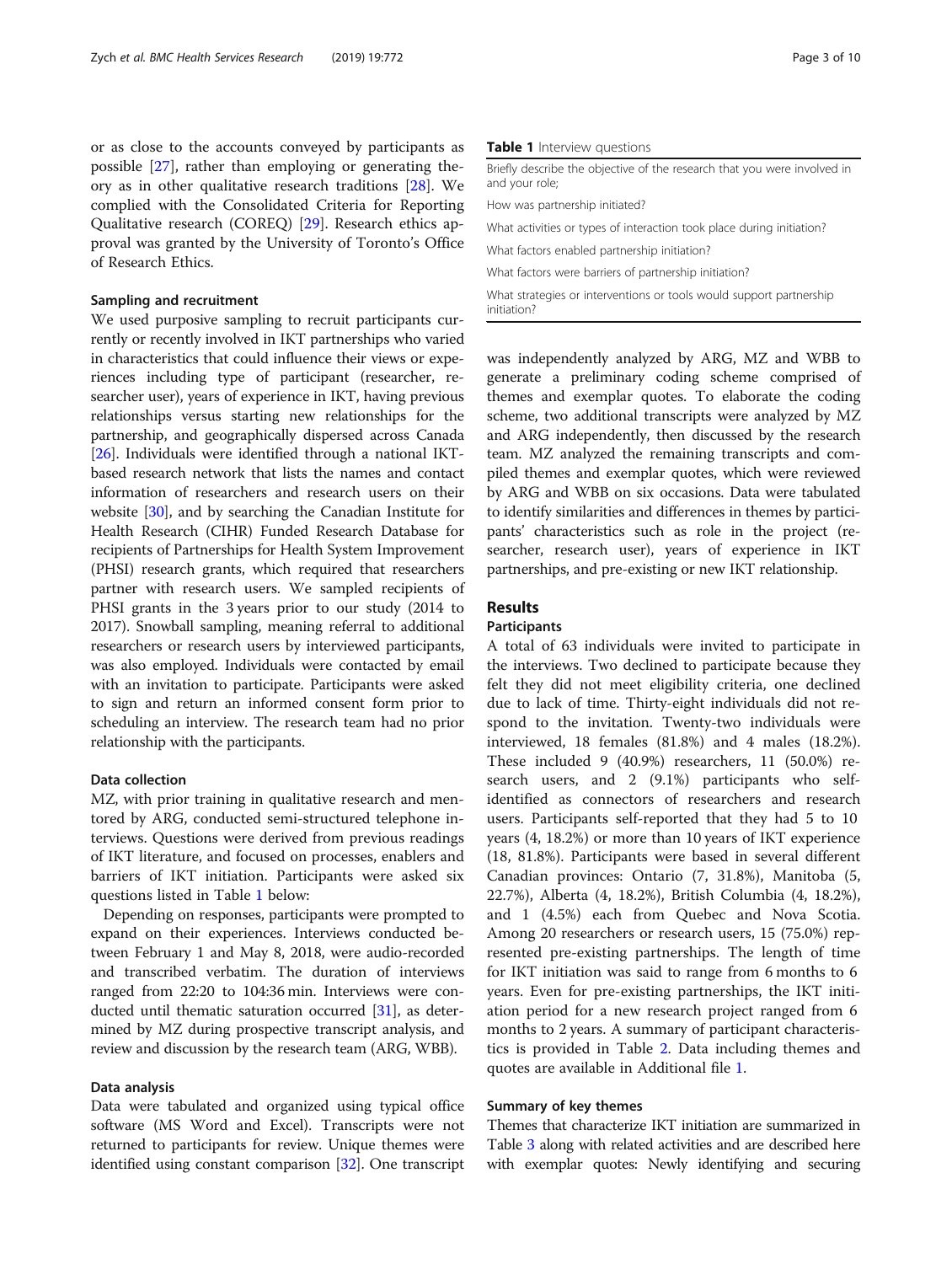or as close to the accounts conveyed by participants as possible [27], rather than employing or generating theory as in other qualitative research traditions [28]. We complied with the Consolidated Criteria for Reporting Qualitative research (COREQ) [29]. Research ethics approval was granted by the University of Toronto's Office of Research Ethics.

### Sampling and recruitment

We used purposive sampling to recruit participants currently or recently involved in IKT partnerships who varied in characteristics that could influence their views or experiences including type of participant (researcher, researcher user), years of experience in IKT, having previous relationships versus starting new relationships for the partnership, and geographically dispersed across Canada [26]. Individuals were identified through a national IKT-based research network that lists the names and contact information of researchers and research users on their website [30], and by searching the Canadian Institute for Health Research (CIHR) Funded Research Database for recipients of Partnerships for Health System Improvement (PHSI) research grants, which required that researchers partner with research users. We sampled recipients of PHSI grants in the 3 years prior to our study (2014 to 2017). Snowball sampling, meaning referral to additional researchers or research users by interviewed participants, was also employed. Individuals were contacted by email with an invitation to participate. Participants were asked to sign and return an informed consent form prior to scheduling an interview. The research team had no prior relationship with the participants.

### Data collection

MZ, with prior training in qualitative research and mentored by ARG, conducted semi-structured telephone interviews. Questions were derived from previous readings of IKT literature, and focused on processes, enablers and barriers of IKT initiation. Participants were asked six questions listed in Table 1 below:

**Table 1** Interview questions

| |
|---|
| Briefly describe the objective of the research that you were involved in and your role; |
| How was partnership initiated? |
| What activities or types of interaction took place during initiation? |
| What factors enabled partnership initiation? |
| What factors were barriers of partnership initiation? |
| What strategies or interventions or tools would support partnership initiation? |

Depending on responses, participants were prompted to expand on their experiences. Interviews conducted between February 1 and May 8, 2018, were audio-recorded and transcribed verbatim. The duration of interviews ranged from 22:20 to 104:36 min. Interviews were conducted until thematic saturation occurred [31], as determined by MZ during prospective transcript analysis, and review and discussion by the research team (ARG, WBB).

### Data analysis

Data were tabulated and organized using typical office software (MS Word and Excel). Transcripts were not returned to participants for review. Unique themes were identified using constant comparison [32]. One transcript was independently analyzed by ARG, MZ and WBB to generate a preliminary coding scheme comprised of themes and exemplar quotes. To elaborate the coding scheme, two additional transcripts were analyzed by MZ and ARG independently, then discussed by the research team. MZ analyzed the remaining transcripts and compiled themes and exemplar quotes, which were reviewed by ARG and WBB on six occasions. Data were tabulated to identify similarities and differences in themes by participants' characteristics such as role in the project (researcher, research user), years of experience in IKT partnerships, and pre-existing or new IKT relationship.

## Results

### Participants

A total of 63 individuals were invited to participate in the interviews. Two declined to participate because they felt they did not meet eligibility criteria, one declined due to lack of time. Thirty-eight individuals did not respond to the invitation. Twenty-two individuals were interviewed, 18 females (81.8%) and 4 males (18.2%). These included 9 (40.9%) researchers, 11 (50.0%) research users, and 2 (9.1%) participants who self-identified as connectors of researchers and research users. Participants self-reported that they had 5 to 10 years (4, 18.2%) or more than 10 years of IKT experience (18, 81.8%). Participants were based in several different Canadian provinces: Ontario (7, 31.8%), Manitoba (5, 22.7%), Alberta (4, 18.2%), British Columbia (4, 18.2%), and 1 (4.5%) each from Quebec and Nova Scotia. Among 20 researchers or research users, 15 (75.0%) represented pre-existing partnerships. The length of time for IKT initiation was said to range from 6 months to 6 years. Even for pre-existing partnerships, the IKT initiation period for a new research project ranged from 6 months to 2 years. A summary of participant characteristics is provided in Table 2. Data including themes and quotes are available in Additional file 1.

### Summary of key themes

Themes that characterize IKT initiation are summarized in Table 3 along with related activities and are described here with exemplar quotes: Newly identifying and securing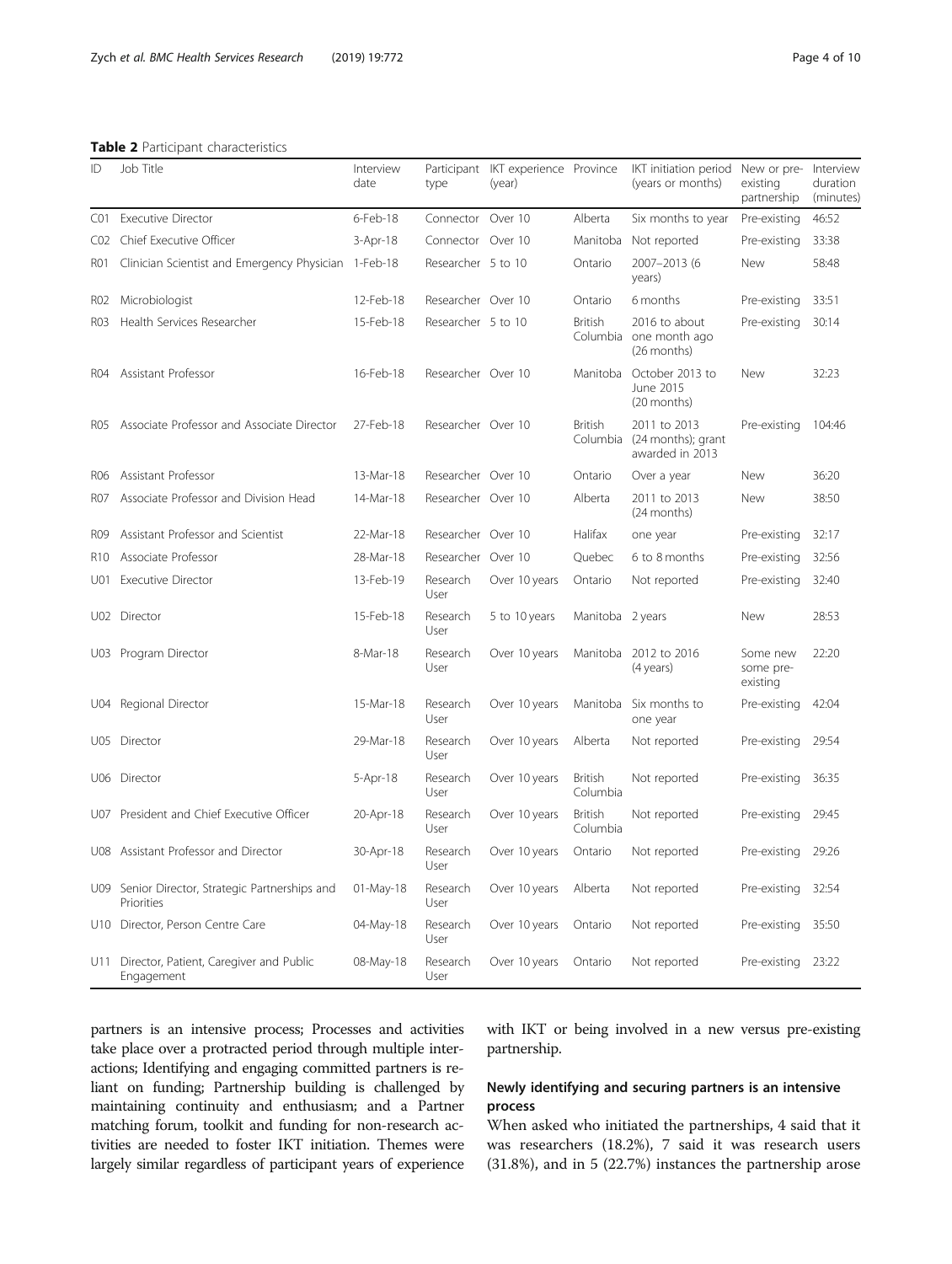**Table 2** Participant characteristics

| ID | Job Title | Interview date | Participant type | IKT experience (year) | Province | IKT initiation period (years or months) | New or pre-existing partnership | Interview duration (minutes) |
|---|---|---|---|---|---|---|---|---|
| C01 | Executive Director | 6-Feb-18 | Connector | Over 10 | Alberta | Six months to year | Pre-existing | 46:52 |
| C02 | Chief Executive Officer | 3-Apr-18 | Connector | Over 10 | Manitoba | Not reported | Pre-existing | 33:38 |
| R01 | Clinician Scientist and Emergency Physician | 1-Feb-18 | Researcher | 5 to 10 | Ontario | 2007–2013 (6 years) | New | 58:48 |
| R02 | Microbiologist | 12-Feb-18 | Researcher | Over 10 | Ontario | 6 months | Pre-existing | 33:51 |
| R03 | Health Services Researcher | 15-Feb-18 | Researcher | 5 to 10 | British Columbia | 2016 to about one month ago (26 months) | Pre-existing | 30:14 |
| R04 | Assistant Professor | 16-Feb-18 | Researcher | Over 10 | Manitoba | October 2013 to June 2015 (20 months) | New | 32:23 |
| R05 | Associate Professor and Associate Director | 27-Feb-18 | Researcher | Over 10 | British Columbia | 2011 to 2013 (24 months); grant awarded in 2013 | Pre-existing | 104:46 |
| R06 | Assistant Professor | 13-Mar-18 | Researcher | Over 10 | Ontario | Over a year | New | 36:20 |
| R07 | Associate Professor and Division Head | 14-Mar-18 | Researcher | Over 10 | Alberta | 2011 to 2013 (24 months) | New | 38:50 |
| R09 | Assistant Professor and Scientist | 22-Mar-18 | Researcher | Over 10 | Halifax | one year | Pre-existing | 32:17 |
| R10 | Associate Professor | 28-Mar-18 | Researcher | Over 10 | Quebec | 6 to 8 months | Pre-existing | 32:56 |
| U01 | Executive Director | 13-Feb-19 | Research User | Over 10 years | Ontario | Not reported | Pre-existing | 32:40 |
| U02 | Director | 15-Feb-18 | Research User | 5 to 10 years | Manitoba | 2 years | New | 28:53 |
| U03 | Program Director | 8-Mar-18 | Research User | Over 10 years | Manitoba | 2012 to 2016 (4 years) | Some new some pre-existing | 22:20 |
| U04 | Regional Director | 15-Mar-18 | Research User | Over 10 years | Manitoba | Six months to one year | Pre-existing | 42:04 |
| U05 | Director | 29-Mar-18 | Research User | Over 10 years | Alberta | Not reported | Pre-existing | 29:54 |
| U06 | Director | 5-Apr-18 | Research User | Over 10 years | British Columbia | Not reported | Pre-existing | 36:35 |
| U07 | President and Chief Executive Officer | 20-Apr-18 | Research User | Over 10 years | British Columbia | Not reported | Pre-existing | 29:45 |
| U08 | Assistant Professor and Director | 30-Apr-18 | Research User | Over 10 years | Ontario | Not reported | Pre-existing | 29:26 |
| U09 | Senior Director, Strategic Partnerships and Priorities | 01-May-18 | Research User | Over 10 years | Alberta | Not reported | Pre-existing | 32:54 |
| U10 | Director, Person Centre Care | 04-May-18 | Research User | Over 10 years | Ontario | Not reported | Pre-existing | 35:50 |
| U11 | Director, Patient, Caregiver and Public Engagement | 08-May-18 | Research User | Over 10 years | Ontario | Not reported | Pre-existing | 23:22 |

partners is an intensive process; Processes and activities take place over a protracted period through multiple interactions; Identifying and engaging committed partners is reliant on funding; Partnership building is challenged by maintaining continuity and enthusiasm; and a Partner matching forum, toolkit and funding for non-research activities are needed to foster IKT initiation. Themes were largely similar regardless of participant years of experience with IKT or being involved in a new versus pre-existing partnership.

## Newly identifying and securing partners is an intensive process

When asked who initiated the partnerships, 4 said that it was researchers (18.2%), 7 said it was research users (31.8%), and in 5 (22.7%) instances the partnership arose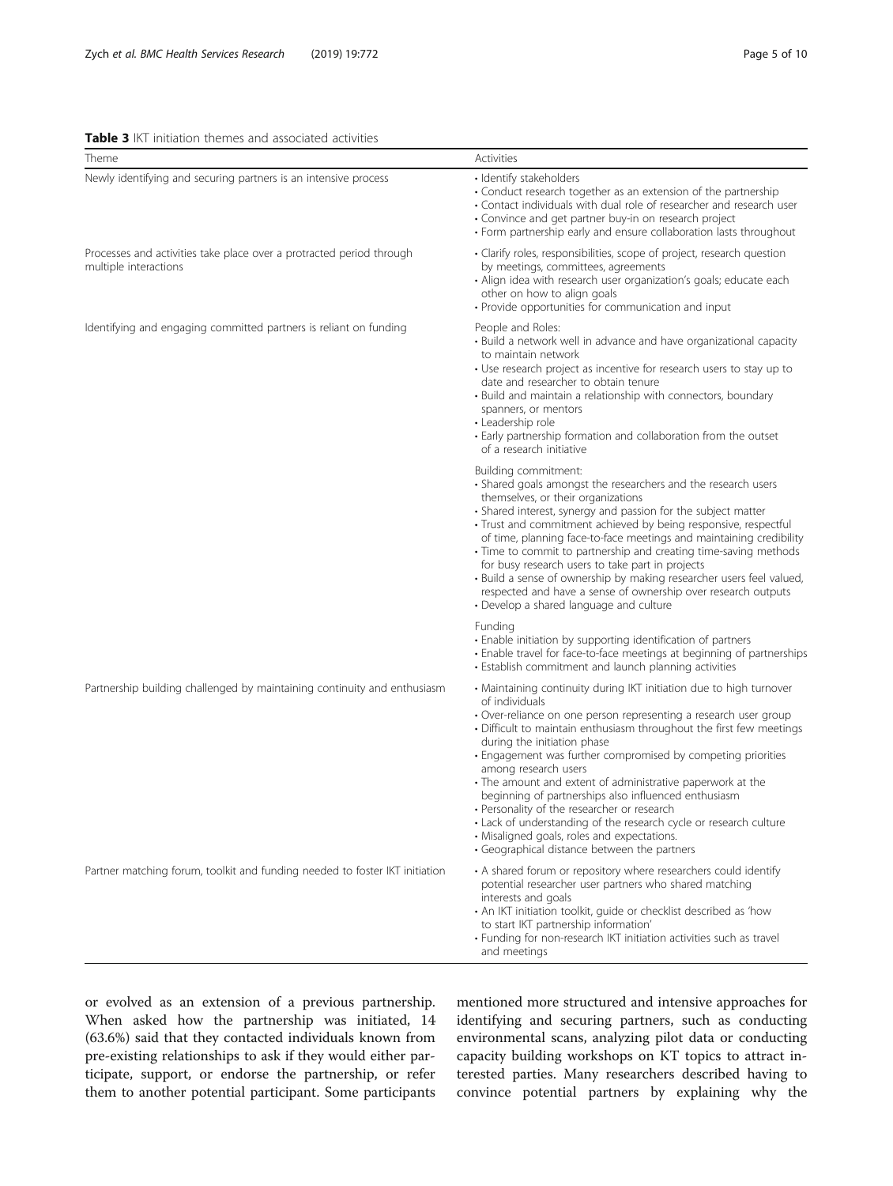**Table 3** IKT initiation themes and associated activities

| Theme | Activities |
|---|---|
| Newly identifying and securing partners is an intensive process | • Identify stakeholders<br>• Conduct research together as an extension of the partnership<br>• Contact individuals with dual role of researcher and research user<br>• Convince and get partner buy-in on research project<br>• Form partnership early and ensure collaboration lasts throughout |
| Processes and activities take place over a protracted period through multiple interactions | • Clarify roles, responsibilities, scope of project, research question by meetings, committees, agreements<br>• Align idea with research user organization's goals; educate each other on how to align goals<br>• Provide opportunities for communication and input |
| Identifying and engaging committed partners is reliant on funding | People and Roles:<br>• Build a network well in advance and have organizational capacity to maintain network<br>• Use research project as incentive for research users to stay up to date and researcher to obtain tenure<br>• Build and maintain a relationship with connectors, boundary spanners, or mentors<br>• Leadership role<br>• Early partnership formation and collaboration from the outset of a research initiative |
| | Building commitment:<br>• Shared goals amongst the researchers and the research users themselves, or their organizations<br>• Shared interest, synergy and passion for the subject matter<br>• Trust and commitment achieved by being responsive, respectful of time, planning face-to-face meetings and maintaining credibility<br>• Time to commit to partnership and creating time-saving methods for busy research users to take part in projects<br>• Build a sense of ownership by making researcher users feel valued, respected and have a sense of ownership over research outputs<br>• Develop a shared language and culture |
| | Funding<br>• Enable initiation by supporting identification of partners<br>• Enable travel for face-to-face meetings at beginning of partnerships<br>• Establish commitment and launch planning activities |
| Partnership building challenged by maintaining continuity and enthusiasm | • Maintaining continuity during IKT initiation due to high turnover of individuals<br>• Over-reliance on one person representing a research user group<br>• Difficult to maintain enthusiasm throughout the first few meetings during the initiation phase<br>• Engagement was further compromised by competing priorities among research users<br>• The amount and extent of administrative paperwork at the beginning of partnerships also influenced enthusiasm<br>• Personality of the researcher or research<br>• Lack of understanding of the research cycle or research culture<br>• Misaligned goals, roles and expectations.<br>• Geographical distance between the partners |
| Partner matching forum, toolkit and funding needed to foster IKT initiation | • A shared forum or repository where researchers could identify potential researcher user partners who shared matching interests and goals<br>• An IKT initiation toolkit, guide or checklist described as 'how to start IKT partnership information'<br>• Funding for non-research IKT initiation activities such as travel and meetings |

or evolved as an extension of a previous partnership. When asked how the partnership was initiated, 14 (63.6%) said that they contacted individuals known from pre-existing relationships to ask if they would either participate, support, or endorse the partnership, or refer them to another potential participant. Some participants mentioned more structured and intensive approaches for identifying and securing partners, such as conducting environmental scans, analyzing pilot data or conducting capacity building workshops on KT topics to attract interested parties. Many researchers described having to convince potential partners by explaining why the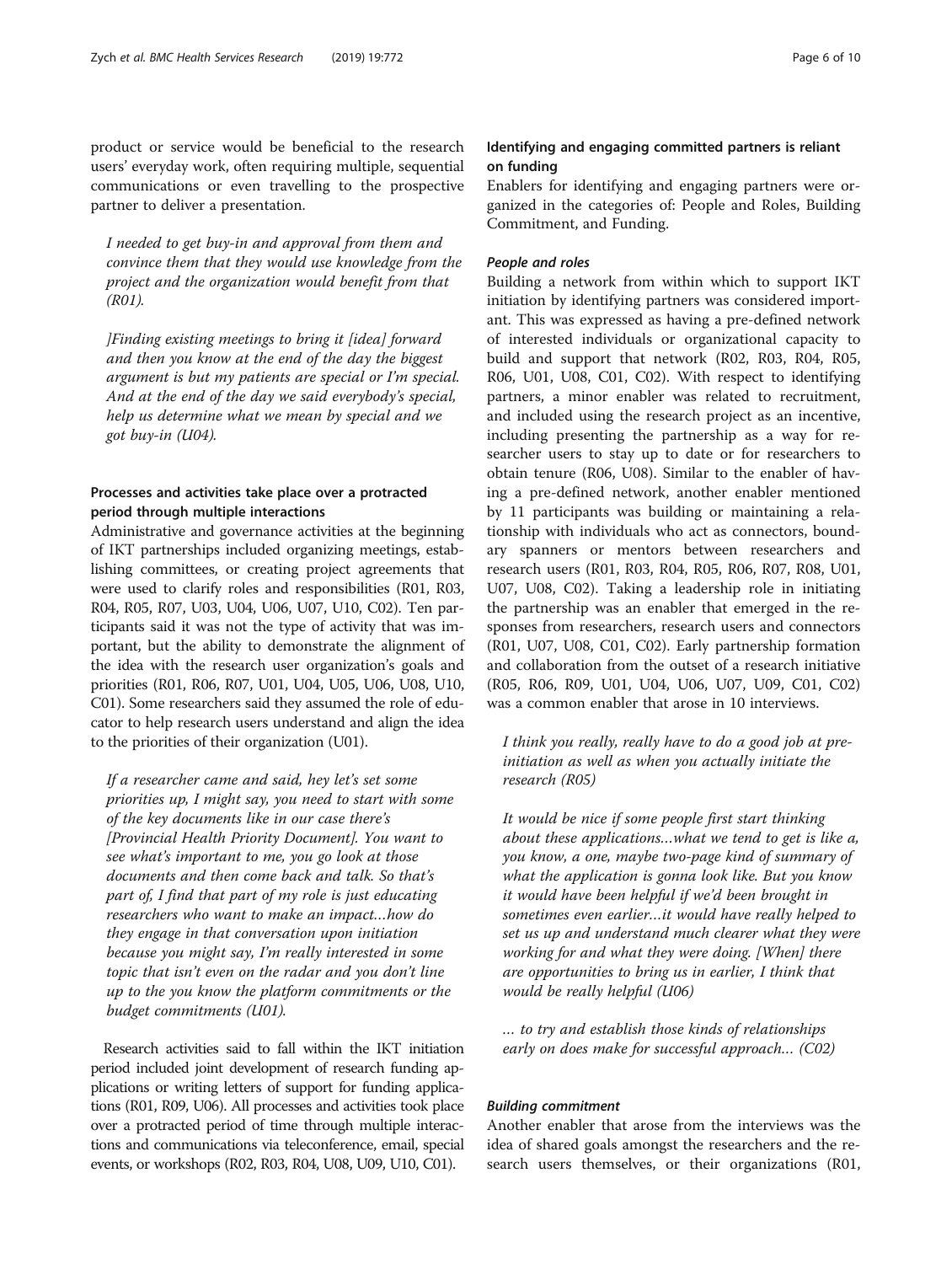product or service would be beneficial to the research users' everyday work, often requiring multiple, sequential communications or even travelling to the prospective partner to deliver a presentation.

> *I needed to get buy-in and approval from them and convince them that they would use knowledge from the project and the organization would benefit from that (R01).*

> *]Finding existing meetings to bring it [idea] forward and then you know at the end of the day the biggest argument is but my patients are special or I'm special. And at the end of the day we said everybody's special, help us determine what we mean by special and we got buy-in (U04).*

### Processes and activities take place over a protracted period through multiple interactions

Administrative and governance activities at the beginning of IKT partnerships included organizing meetings, establishing committees, or creating project agreements that were used to clarify roles and responsibilities (R01, R03, R04, R05, R07, U03, U04, U06, U07, U10, C02). Ten participants said it was not the type of activity that was important, but the ability to demonstrate the alignment of the idea with the research user organization's goals and priorities (R01, R06, R07, U01, U04, U05, U06, U08, U10, C01). Some researchers said they assumed the role of educator to help research users understand and align the idea to the priorities of their organization (U01).

> *If a researcher came and said, hey let's set some priorities up, I might say, you need to start with some of the key documents like in our case there's [Provincial Health Priority Document]. You want to see what's important to me, you go look at those documents and then come back and talk. So that's part of, I find that part of my role is just educating researchers who want to make an impact…how do they engage in that conversation upon initiation because you might say, I'm really interested in some topic that isn't even on the radar and you don't line up to the you know the platform commitments or the budget commitments (U01).*

Research activities said to fall within the IKT initiation period included joint development of research funding applications or writing letters of support for funding applications (R01, R09, U06). All processes and activities took place over a protracted period of time through multiple interactions and communications via teleconference, email, special events, or workshops (R02, R03, R04, U08, U09, U10, C01).

### Identifying and engaging committed partners is reliant on funding

Enablers for identifying and engaging partners were organized in the categories of: People and Roles, Building Commitment, and Funding.

#### *People and roles*

Building a network from within which to support IKT initiation by identifying partners was considered important. This was expressed as having a pre-defined network of interested individuals or organizational capacity to build and support that network (R02, R03, R04, R05, R06, U01, U08, C01, C02). With respect to identifying partners, a minor enabler was related to recruitment, and included using the research project as an incentive, including presenting the partnership as a way for researcher users to stay up to date or for researchers to obtain tenure (R06, U08). Similar to the enabler of having a pre-defined network, another enabler mentioned by 11 participants was building or maintaining a relationship with individuals who act as connectors, boundary spanners or mentors between researchers and research users (R01, R03, R04, R05, R06, R07, R08, U01, U07, U08, C02). Taking a leadership role in initiating the partnership was an enabler that emerged in the responses from researchers, research users and connectors (R01, U07, U08, C01, C02). Early partnership formation and collaboration from the outset of a research initiative (R05, R06, R09, U01, U04, U06, U07, U09, C01, C02) was a common enabler that arose in 10 interviews.

> *I think you really, really have to do a good job at pre-initiation as well as when you actually initiate the research (R05)*

> *It would be nice if some people first start thinking about these applications…what we tend to get is like a, you know, a one, maybe two-page kind of summary of what the application is gonna look like. But you know it would have been helpful if we'd been brought in sometimes even earlier…it would have really helped to set us up and understand much clearer what they were working for and what they were doing. [When] there are opportunities to bring us in earlier, I think that would be really helpful (U06)*

> *… to try and establish those kinds of relationships early on does make for successful approach… (C02)*

#### *Building commitment*

Another enabler that arose from the interviews was the idea of shared goals amongst the researchers and the research users themselves, or their organizations (R01,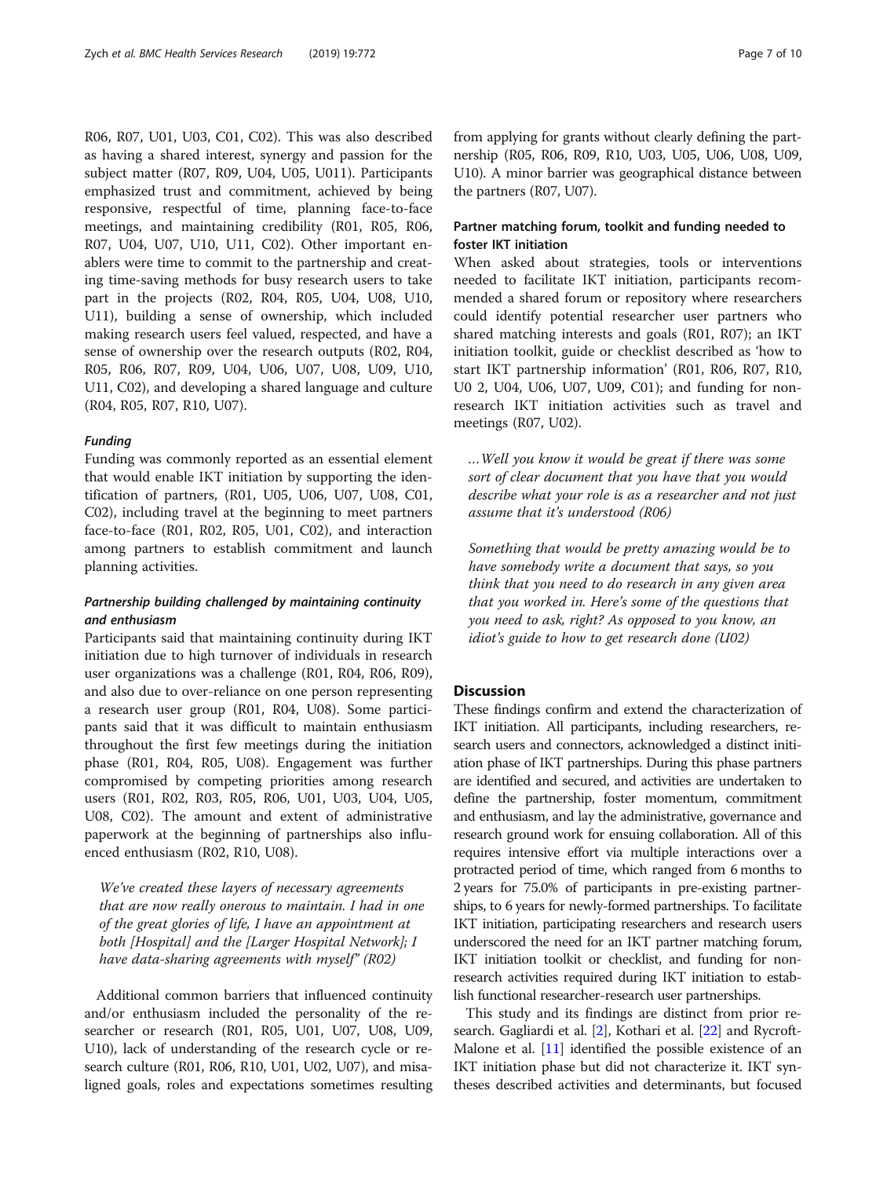R06, R07, U01, U03, C01, C02). This was also described as having a shared interest, synergy and passion for the subject matter (R07, R09, U04, U05, U011). Participants emphasized trust and commitment, achieved by being responsive, respectful of time, planning face-to-face meetings, and maintaining credibility (R01, R05, R06, R07, U04, U07, U10, U11, C02). Other important enablers were time to commit to the partnership and creating time-saving methods for busy research users to take part in the projects (R02, R04, R05, U04, U08, U10, U11), building a sense of ownership, which included making research users feel valued, respected, and have a sense of ownership over the research outputs (R02, R04, R05, R06, R07, R09, U04, U06, U07, U08, U09, U10, U11, C02), and developing a shared language and culture (R04, R05, R07, R10, U07).

#### *Funding*

Funding was commonly reported as an essential element that would enable IKT initiation by supporting the identification of partners, (R01, U05, U06, U07, U08, C01, C02), including travel at the beginning to meet partners face-to-face (R01, R02, R05, U01, C02), and interaction among partners to establish commitment and launch planning activities.

### *Partnership building challenged by maintaining continuity and enthusiasm*

Participants said that maintaining continuity during IKT initiation due to high turnover of individuals in research user organizations was a challenge (R01, R04, R06, R09), and also due to over-reliance on one person representing a research user group (R01, R04, U08). Some participants said that it was difficult to maintain enthusiasm throughout the first few meetings during the initiation phase (R01, R04, R05, U08). Engagement was further compromised by competing priorities among research users (R01, R02, R03, R05, R06, U01, U03, U04, U05, U08, C02). The amount and extent of administrative paperwork at the beginning of partnerships also influenced enthusiasm (R02, R10, U08).

> *We've created these layers of necessary agreements that are now really onerous to maintain. I had in one of the great glories of life, I have an appointment at both [Hospital] and the [Larger Hospital Network]; I have data-sharing agreements with myself" (R02)*

Additional common barriers that influenced continuity and/or enthusiasm included the personality of the researcher or research (R01, R05, U01, U07, U08, U09, U10), lack of understanding of the research cycle or research culture (R01, R06, R10, U01, U02, U07), and misaligned goals, roles and expectations sometimes resulting from applying for grants without clearly defining the partnership (R05, R06, R09, R10, U03, U05, U06, U08, U09, U10). A minor barrier was geographical distance between the partners (R07, U07).

### Partner matching forum, toolkit and funding needed to foster IKT initiation

When asked about strategies, tools or interventions needed to facilitate IKT initiation, participants recommended a shared forum or repository where researchers could identify potential researcher user partners who shared matching interests and goals (R01, R07); an IKT initiation toolkit, guide or checklist described as 'how to start IKT partnership information' (R01, R06, R07, R10, U0 2, U04, U06, U07, U09, C01); and funding for non-research IKT initiation activities such as travel and meetings (R07, U02).

> *…Well you know it would be great if there was some sort of clear document that you have that you would describe what your role is as a researcher and not just assume that it's understood (R06)*

> *Something that would be pretty amazing would be to have somebody write a document that says, so you think that you need to do research in any given area that you worked in. Here's some of the questions that you need to ask, right? As opposed to you know, an idiot's guide to how to get research done (U02)*

## Discussion

These findings confirm and extend the characterization of IKT initiation. All participants, including researchers, research users and connectors, acknowledged a distinct initiation phase of IKT partnerships. During this phase partners are identified and secured, and activities are undertaken to define the partnership, foster momentum, commitment and enthusiasm, and lay the administrative, governance and research ground work for ensuing collaboration. All of this requires intensive effort via multiple interactions over a protracted period of time, which ranged from 6 months to 2 years for 75.0% of participants in pre-existing partnerships, to 6 years for newly-formed partnerships. To facilitate IKT initiation, participating researchers and research users underscored the need for an IKT partner matching forum, IKT initiation toolkit or checklist, and funding for non-research activities required during IKT initiation to establish functional researcher-research user partnerships.

This study and its findings are distinct from prior research. Gagliardi et al. [2], Kothari et al. [22] and Rycroft-Malone et al. [11] identified the possible existence of an IKT initiation phase but did not characterize it. IKT syntheses described activities and determinants, but focused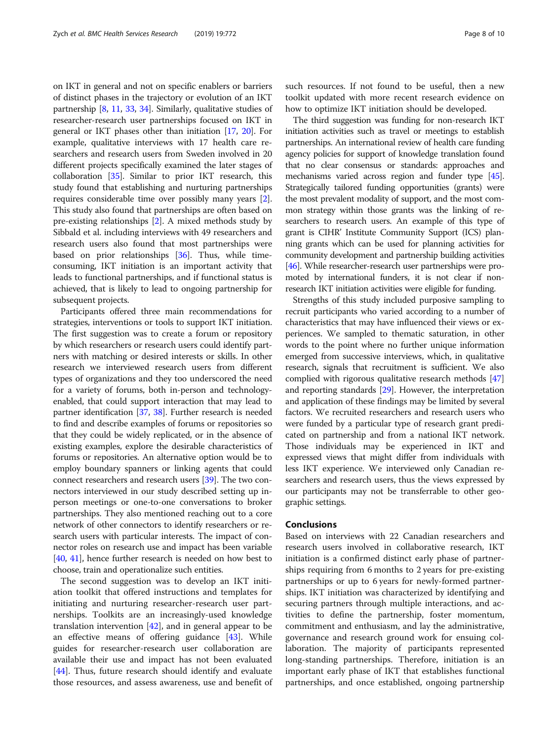on IKT in general and not on specific enablers or barriers of distinct phases in the trajectory or evolution of an IKT partnership [8, 11, 33, 34]. Similarly, qualitative studies of researcher-research user partnerships focused on IKT in general or IKT phases other than initiation [17, 20]. For example, qualitative interviews with 17 health care researchers and research users from Sweden involved in 20 different projects specifically examined the later stages of collaboration [35]. Similar to prior IKT research, this study found that establishing and nurturing partnerships requires considerable time over possibly many years [2]. This study also found that partnerships are often based on pre-existing relationships [2]. A mixed methods study by Sibbald et al. including interviews with 49 researchers and research users also found that most partnerships were based on prior relationships [36]. Thus, while time-consuming, IKT initiation is an important activity that leads to functional partnerships, and if functional status is achieved, that is likely to lead to ongoing partnership for subsequent projects.

Participants offered three main recommendations for strategies, interventions or tools to support IKT initiation. The first suggestion was to create a forum or repository by which researchers or research users could identify partners with matching or desired interests or skills. In other research we interviewed research users from different types of organizations and they too underscored the need for a variety of forums, both in-person and technology-enabled, that could support interaction that may lead to partner identification [37, 38]. Further research is needed to find and describe examples of forums or repositories so that they could be widely replicated, or in the absence of existing examples, explore the desirable characteristics of forums or repositories. An alternative option would be to employ boundary spanners or linking agents that could connect researchers and research users [39]. The two connectors interviewed in our study described setting up in-person meetings or one-to-one conversations to broker partnerships. They also mentioned reaching out to a core network of other connectors to identify researchers or research users with particular interests. The impact of connector roles on research use and impact has been variable [40, 41], hence further research is needed on how best to choose, train and operationalize such entities.

The second suggestion was to develop an IKT initiation toolkit that offered instructions and templates for initiating and nurturing researcher-research user partnerships. Toolkits are an increasingly-used knowledge translation intervention [42], and in general appear to be an effective means of offering guidance [43]. While guides for researcher-research user collaboration are available their use and impact has not been evaluated [44]. Thus, future research should identify and evaluate those resources, and assess awareness, use and benefit of such resources. If not found to be useful, then a new toolkit updated with more recent research evidence on how to optimize IKT initiation should be developed.

The third suggestion was funding for non-research IKT initiation activities such as travel or meetings to establish partnerships. An international review of health care funding agency policies for support of knowledge translation found that no clear consensus or standards: approaches and mechanisms varied across region and funder type [45]. Strategically tailored funding opportunities (grants) were the most prevalent modality of support, and the most common strategy within those grants was the linking of researchers to research users. An example of this type of grant is CIHR' Institute Community Support (ICS) planning grants which can be used for planning activities for community development and partnership building activities [46]. While researcher-research user partnerships were promoted by international funders, it is not clear if non-research IKT initiation activities were eligible for funding.

Strengths of this study included purposive sampling to recruit participants who varied according to a number of characteristics that may have influenced their views or experiences. We sampled to thematic saturation, in other words to the point where no further unique information emerged from successive interviews, which, in qualitative research, signals that recruitment is sufficient. We also complied with rigorous qualitative research methods [47] and reporting standards [29]. However, the interpretation and application of these findings may be limited by several factors. We recruited researchers and research users who were funded by a particular type of research grant predicated on partnership and from a national IKT network. Those individuals may be experienced in IKT and expressed views that might differ from individuals with less IKT experience. We interviewed only Canadian researchers and research users, thus the views expressed by our participants may not be transferrable to other geographic settings.

## Conclusions

Based on interviews with 22 Canadian researchers and research users involved in collaborative research, IKT initiation is a confirmed distinct early phase of partnerships requiring from 6 months to 2 years for pre-existing partnerships or up to 6 years for newly-formed partnerships. IKT initiation was characterized by identifying and securing partners through multiple interactions, and activities to define the partnership, foster momentum, commitment and enthusiasm, and lay the administrative, governance and research ground work for ensuing collaboration. The majority of participants represented long-standing partnerships. Therefore, initiation is an important early phase of IKT that establishes functional partnerships, and once established, ongoing partnership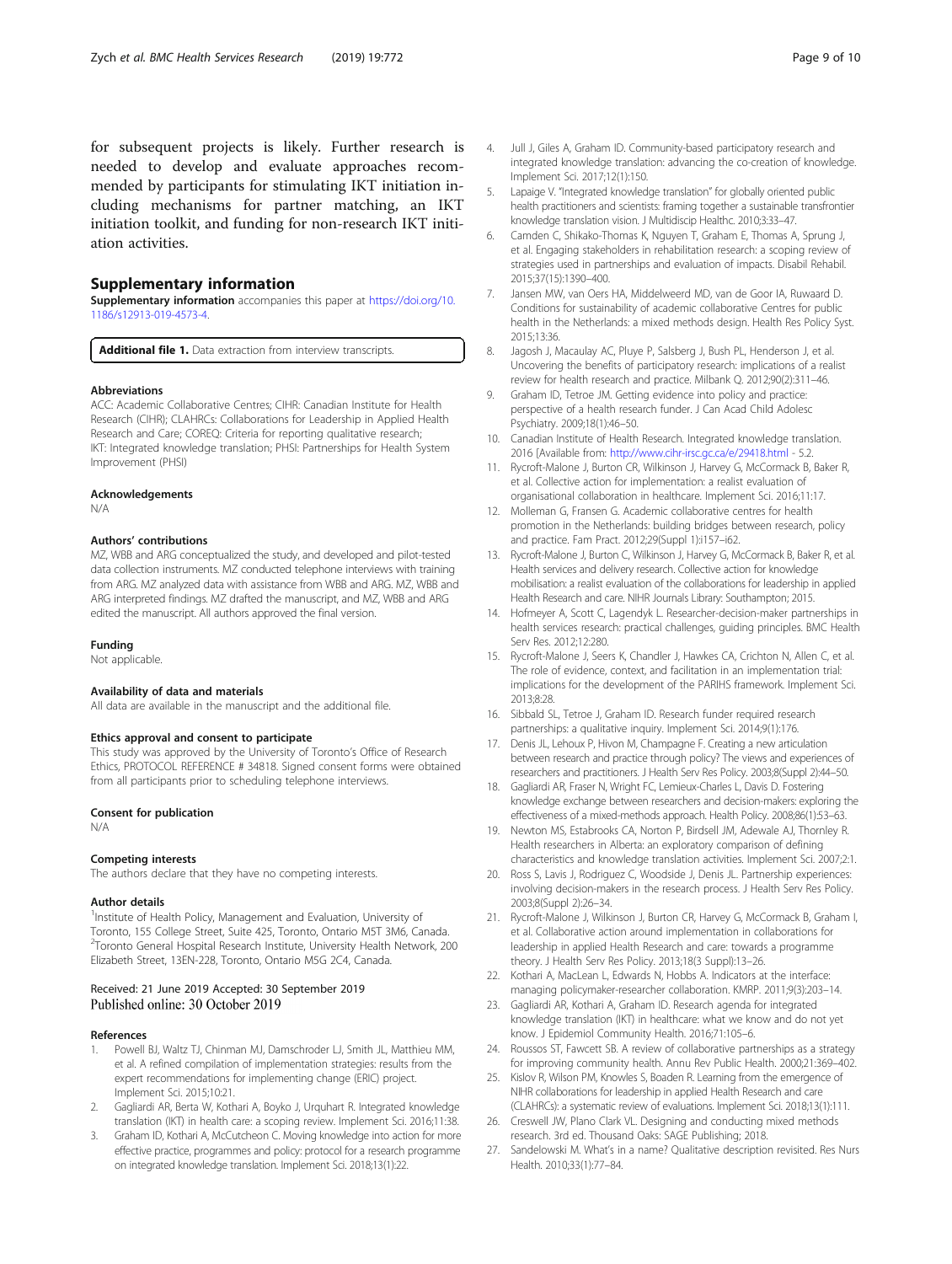for subsequent projects is likely. Further research is needed to develop and evaluate approaches recommended by participants for stimulating IKT initiation including mechanisms for partner matching, an IKT initiation toolkit, and funding for non-research IKT initiation activities.

## Supplementary information

**Supplementary information** accompanies this paper at https://doi.org/10.1186/s12913-019-4573-4.

**Additional file 1.** Data extraction from interview transcripts.

#### Abbreviations

ACC: Academic Collaborative Centres; CIHR: Canadian Institute for Health Research (CIHR); CLAHRCs: Collaborations for Leadership in Applied Health Research and Care; COREQ: Criteria for reporting qualitative research; IKT: Integrated knowledge translation; PHSI: Partnerships for Health System Improvement (PHSI)

#### Acknowledgements

N/A

#### Authors' contributions

MZ, WBB and ARG conceptualized the study, and developed and pilot-tested data collection instruments. MZ conducted telephone interviews with training from ARG. MZ analyzed data with assistance from WBB and ARG. MZ, WBB and ARG interpreted findings. MZ drafted the manuscript, and MZ, WBB and ARG edited the manuscript. All authors approved the final version.

#### Funding

Not applicable.

#### Availability of data and materials

All data are available in the manuscript and the additional file.

#### Ethics approval and consent to participate

This study was approved by the University of Toronto's Office of Research Ethics, PROTOCOL REFERENCE # 34818. Signed consent forms were obtained from all participants prior to scheduling telephone interviews.

#### Consent for publication

N/A

#### Competing interests

The authors declare that they have no competing interests.

#### Author details

[1]Institute of Health Policy, Management and Evaluation, University of Toronto, 155 College Street, Suite 425, Toronto, Ontario M5T 3M6, Canada. [2]Toronto General Hospital Research Institute, University Health Network, 200 Elizabeth Street, 13EN-228, Toronto, Ontario M5G 2C4, Canada.

Received: 21 June 2019 Accepted: 30 September 2019
Published online: 30 October 2019

#### References

1. Powell BJ, Waltz TJ, Chinman MJ, Damschroder LJ, Smith JL, Matthieu MM, et al. A refined compilation of implementation strategies: results from the expert recommendations for implementing change (ERIC) project. Implement Sci. 2015;10:21.
2. Gagliardi AR, Berta W, Kothari A, Boyko J, Urquhart R. Integrated knowledge translation (IKT) in health care: a scoping review. Implement Sci. 2016;11:38.
3. Graham ID, Kothari A, McCutcheon C. Moving knowledge into action for more effective practice, programmes and policy: protocol for a research programme on integrated knowledge translation. Implement Sci. 2018;13(1):22.
4. Jull J, Giles A, Graham ID. Community-based participatory research and integrated knowledge translation: advancing the co-creation of knowledge. Implement Sci. 2017;12(1):150.
5. Lapaige V. "Integrated knowledge translation" for globally oriented public health practitioners and scientists: framing together a sustainable transfrontier knowledge translation vision. J Multidiscip Healthc. 2010;3:33–47.
6. Camden C, Shikako-Thomas K, Nguyen T, Graham E, Thomas A, Sprung J, et al. Engaging stakeholders in rehabilitation research: a scoping review of strategies used in partnerships and evaluation of impacts. Disabil Rehabil. 2015;37(15):1390–400.
7. Jansen MW, van Oers HA, Middelweerd MD, van de Goor IA, Ruwaard D. Conditions for sustainability of academic collaborative Centres for public health in the Netherlands: a mixed methods design. Health Res Policy Syst. 2015;13:36.
8. Jagosh J, Macaulay AC, Pluye P, Salsberg J, Bush PL, Henderson J, et al. Uncovering the benefits of participatory research: implications of a realist review for health research and practice. Milbank Q. 2012;90(2):311–46.
9. Graham ID, Tetroe JM. Getting evidence into policy and practice: perspective of a health research funder. J Can Acad Child Adolesc Psychiatry. 2009;18(1):46–50.
10. Canadian Institute of Health Research. Integrated knowledge translation. 2016 [Available from: http://www.cihr-irsc.gc.ca/e/29418.html - 5.2.
11. Rycroft-Malone J, Burton CR, Wilkinson J, Harvey G, McCormack B, Baker R, et al. Collective action for implementation: a realist evaluation of organisational collaboration in healthcare. Implement Sci. 2016;11:17.
12. Molleman G, Fransen G. Academic collaborative centres for health promotion in the Netherlands: building bridges between research, policy and practice. Fam Pract. 2012;29(Suppl 1):i157–i62.
13. Rycroft-Malone J, Burton C, Wilkinson J, Harvey G, McCormack B, Baker R, et al. Health services and delivery research. Collective action for knowledge mobilisation: a realist evaluation of the collaborations for leadership in applied Health Research and care. NIHR Journals Library: Southampton; 2015.
14. Hofmeyer A, Scott C, Lagendyk L. Researcher-decision-maker partnerships in health services research: practical challenges, guiding principles. BMC Health Serv Res. 2012;12:280.
15. Rycroft-Malone J, Seers K, Chandler J, Hawkes CA, Crichton N, Allen C, et al. The role of evidence, context, and facilitation in an implementation trial: implications for the development of the PARIHS framework. Implement Sci. 2013;8:28.
16. Sibbald SL, Tetroe J, Graham ID. Research funder required research partnerships: a qualitative inquiry. Implement Sci. 2014;9(1):176.
17. Denis JL, Lehoux P, Hivon M, Champagne F. Creating a new articulation between research and practice through policy? The views and experiences of researchers and practitioners. J Health Serv Res Policy. 2003;8(Suppl 2):44–50.
18. Gagliardi AR, Fraser N, Wright FC, Lemieux-Charles L, Davis D. Fostering knowledge exchange between researchers and decision-makers: exploring the effectiveness of a mixed-methods approach. Health Policy. 2008;86(1):53–63.
19. Newton MS, Estabrooks CA, Norton P, Birdsell JM, Adewale AJ, Thornley R. Health researchers in Alberta: an exploratory comparison of defining characteristics and knowledge translation activities. Implement Sci. 2007;2:1.
20. Ross S, Lavis J, Rodriguez C, Woodside J, Denis JL. Partnership experiences: involving decision-makers in the research process. J Health Serv Res Policy. 2003;8(Suppl 2):26–34.
21. Rycroft-Malone J, Wilkinson J, Burton CR, Harvey G, McCormack B, Graham I, et al. Collaborative action around implementation in collaborations for leadership in applied Health Research and care: towards a programme theory. J Health Serv Res Policy. 2013;18(3 Suppl):13–26.
22. Kothari A, MacLean L, Edwards N, Hobbs A. Indicators at the interface: managing policymaker-researcher collaboration. KMRP. 2011;9(3):203–14.
23. Gagliardi AR, Kothari A, Graham ID. Research agenda for integrated knowledge translation (IKT) in healthcare: what we know and do not yet know. J Epidemiol Community Health. 2016;71:105–6.
24. Roussos ST, Fawcett SB. A review of collaborative partnerships as a strategy for improving community health. Annu Rev Public Health. 2000;21:369–402.
25. Kislov R, Wilson PM, Knowles S, Boaden R. Learning from the emergence of NIHR collaborations for leadership in applied Health Research and care (CLAHRCs): a systematic review of evaluations. Implement Sci. 2018;13(1):111.
26. Creswell JW, Plano Clark VL. Designing and conducting mixed methods research. 3rd ed. Thousand Oaks: SAGE Publishing; 2018.
27. Sandelowski M. What's in a name? Qualitative description revisited. Res Nurs Health. 2010;33(1):77–84.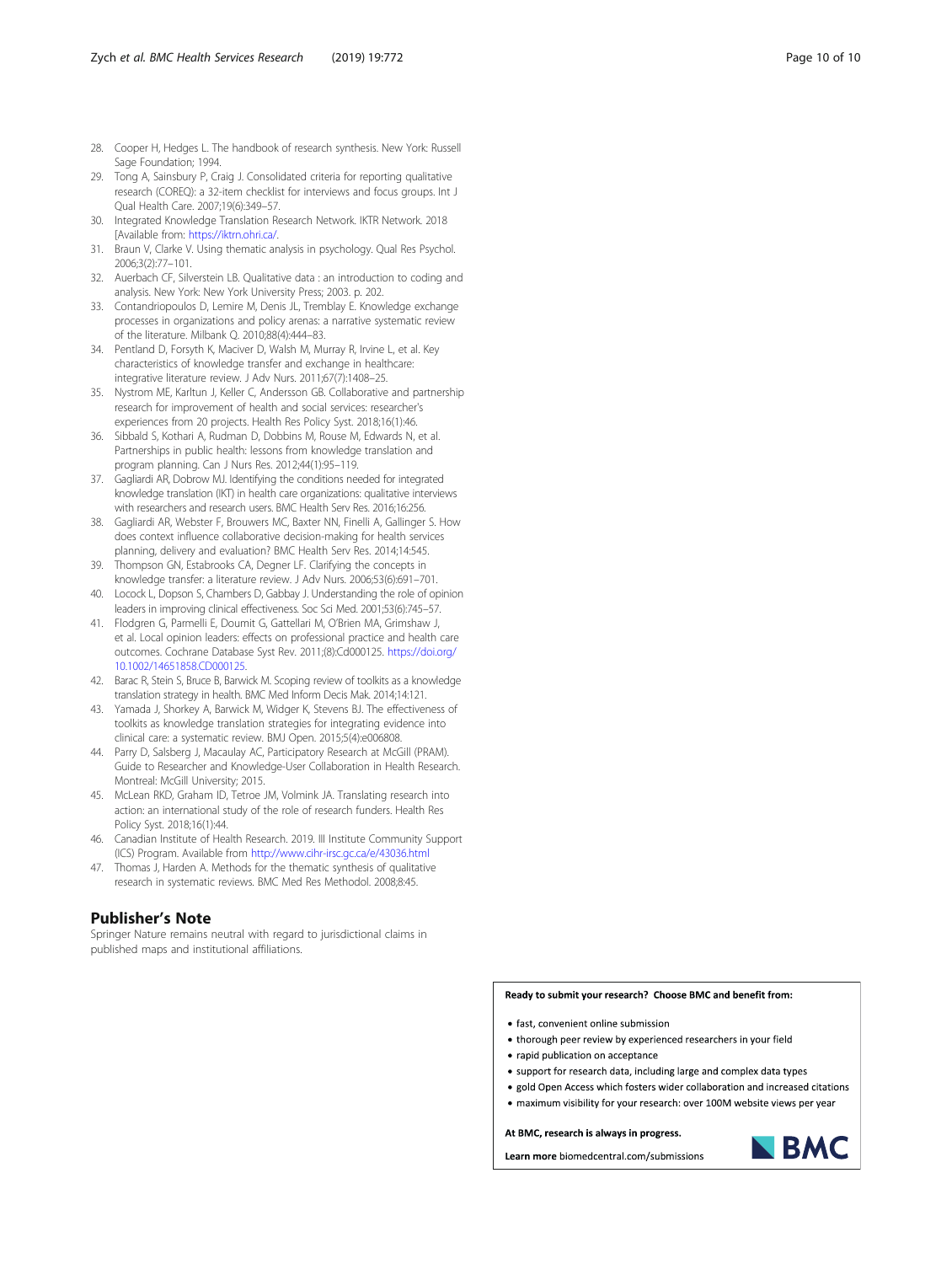28. Cooper H, Hedges L. The handbook of research synthesis. New York: Russell Sage Foundation; 1994.
29. Tong A, Sainsbury P, Craig J. Consolidated criteria for reporting qualitative research (COREQ): a 32-item checklist for interviews and focus groups. Int J Qual Health Care. 2007;19(6):349–57.
30. Integrated Knowledge Translation Research Network. IKTR Network. 2018 [Available from: https://iktrn.ohri.ca/.
31. Braun V, Clarke V. Using thematic analysis in psychology. Qual Res Psychol. 2006;3(2):77–101.
32. Auerbach CF, Silverstein LB. Qualitative data : an introduction to coding and analysis. New York: New York University Press; 2003. p. 202.
33. Contandriopoulos D, Lemire M, Denis JL, Tremblay E. Knowledge exchange processes in organizations and policy arenas: a narrative systematic review of the literature. Milbank Q. 2010;88(4):444–83.
34. Pentland D, Forsyth K, Maciver D, Walsh M, Murray R, Irvine L, et al. Key characteristics of knowledge transfer and exchange in healthcare: integrative literature review. J Adv Nurs. 2011;67(7):1408–25.
35. Nystrom ME, Karltun J, Keller C, Andersson GB. Collaborative and partnership research for improvement of health and social services: researcher's experiences from 20 projects. Health Res Policy Syst. 2018;16(1):46.
36. Sibbald S, Kothari A, Rudman D, Dobbins M, Rouse M, Edwards N, et al. Partnerships in public health: lessons from knowledge translation and program planning. Can J Nurs Res. 2012;44(1):95–119.
37. Gagliardi AR, Dobrow MJ. Identifying the conditions needed for integrated knowledge translation (IKT) in health care organizations: qualitative interviews with researchers and research users. BMC Health Serv Res. 2016;16:256.
38. Gagliardi AR, Webster F, Brouwers MC, Baxter NN, Finelli A, Gallinger S. How does context influence collaborative decision-making for health services planning, delivery and evaluation? BMC Health Serv Res. 2014;14:545.
39. Thompson GN, Estabrooks CA, Degner LF. Clarifying the concepts in knowledge transfer: a literature review. J Adv Nurs. 2006;53(6):691–701.
40. Locock L, Dopson S, Chambers D, Gabbay J. Understanding the role of opinion leaders in improving clinical effectiveness. Soc Sci Med. 2001;53(6):745–57.
41. Flodgren G, Parmelli E, Doumit G, Gattellari M, O'Brien MA, Grimshaw J, et al. Local opinion leaders: effects on professional practice and health care outcomes. Cochrane Database Syst Rev. 2011;(8):Cd000125. https://doi.org/10.1002/14651858.CD000125.
42. Barac R, Stein S, Bruce B, Barwick M. Scoping review of toolkits as a knowledge translation strategy in health. BMC Med Inform Decis Mak. 2014;14:121.
43. Yamada J, Shorkey A, Barwick M, Widger K, Stevens BJ. The effectiveness of toolkits as knowledge translation strategies for integrating evidence into clinical care: a systematic review. BMJ Open. 2015;5(4):e006808.
44. Parry D, Salsberg J, Macaulay AC, Participatory Research at McGill (PRAM). Guide to Researcher and Knowledge-User Collaboration in Health Research. Montreal: McGill University; 2015.
45. McLean RKD, Graham ID, Tetroe JM, Volmink JA. Translating research into action: an international study of the role of research funders. Health Res Policy Syst. 2018;16(1):44.
46. Canadian Institute of Health Research. 2019. III Institute Community Support (ICS) Program. Available from http://www.cihr-irsc.gc.ca/e/43036.html
47. Thomas J, Harden A. Methods for the thematic synthesis of qualitative research in systematic reviews. BMC Med Res Methodol. 2008;8:45.

## Publisher's Note

Springer Nature remains neutral with regard to jurisdictional claims in published maps and institutional affiliations.

**Ready to submit your research? Choose BMC and benefit from:**

- fast, convenient online submission
- thorough peer review by experienced researchers in your field
- rapid publication on acceptance
- support for research data, including large and complex data types
- gold Open Access which fosters wider collaboration and increased citations
- maximum visibility for your research: over 100M website views per year

**At BMC, research is always in progress.**

**Learn more** biomedcentral.com/submissions

BMC